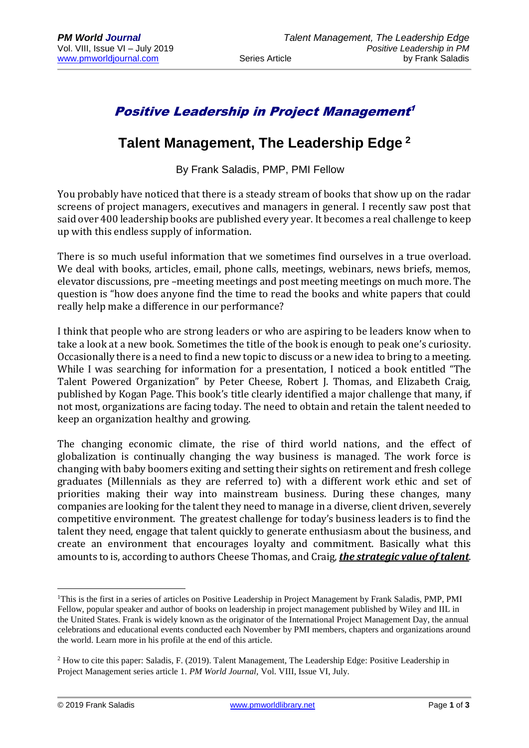# Positive Leadership in Project Management[1]

## Talent Management, The Leadership Edge [2]

By Frank Saladis, PMP, PMI Fellow

You probably have noticed that there is a steady stream of books that show up on the radar screens of project managers, executives and managers in general. I recently saw post that said over 400 leadership books are published every year. It becomes a real challenge to keep up with this endless supply of information.

There is so much useful information that we sometimes find ourselves in a true overload. We deal with books, articles, email, phone calls, meetings, webinars, news briefs, memos, elevator discussions, pre –meeting meetings and post meeting meetings on much more. The question is "how does anyone find the time to read the books and white papers that could really help make a difference in our performance?

I think that people who are strong leaders or who are aspiring to be leaders know when to take a look at a new book. Sometimes the title of the book is enough to peak one's curiosity. Occasionally there is a need to find a new topic to discuss or a new idea to bring to a meeting. While I was searching for information for a presentation, I noticed a book entitled "The Talent Powered Organization" by Peter Cheese, Robert J. Thomas, and Elizabeth Craig, published by Kogan Page. This book's title clearly identified a major challenge that many, if not most, organizations are facing today. The need to obtain and retain the talent needed to keep an organization healthy and growing.

The changing economic climate, the rise of third world nations, and the effect of globalization is continually changing the way business is managed. The work force is changing with baby boomers exiting and setting their sights on retirement and fresh college graduates (Millennials as they are referred to) with a different work ethic and set of priorities making their way into mainstream business. During these changes, many companies are looking for the talent they need to manage in a diverse, client driven, severely competitive environment. The greatest challenge for today's business leaders is to find the talent they need, engage that talent quickly to generate enthusiasm about the business, and create an environment that encourages loyalty and commitment. Basically what this amounts to is, according to authors Cheese Thomas, and Craig, ***the strategic value of talent***.

---

[1] This is the first in a series of articles on Positive Leadership in Project Management by Frank Saladis, PMP, PMI Fellow, popular speaker and author of books on leadership in project management published by Wiley and IIL in the United States. Frank is widely known as the originator of the International Project Management Day, the annual celebrations and educational events conducted each November by PMI members, chapters and organizations around the world. Learn more in his profile at the end of this article.

[2] How to cite this paper: Saladis, F. (2019). Talent Management, The Leadership Edge: Positive Leadership in Project Management series article 1. *PM World Journal*, Vol. VIII, Issue VI, July.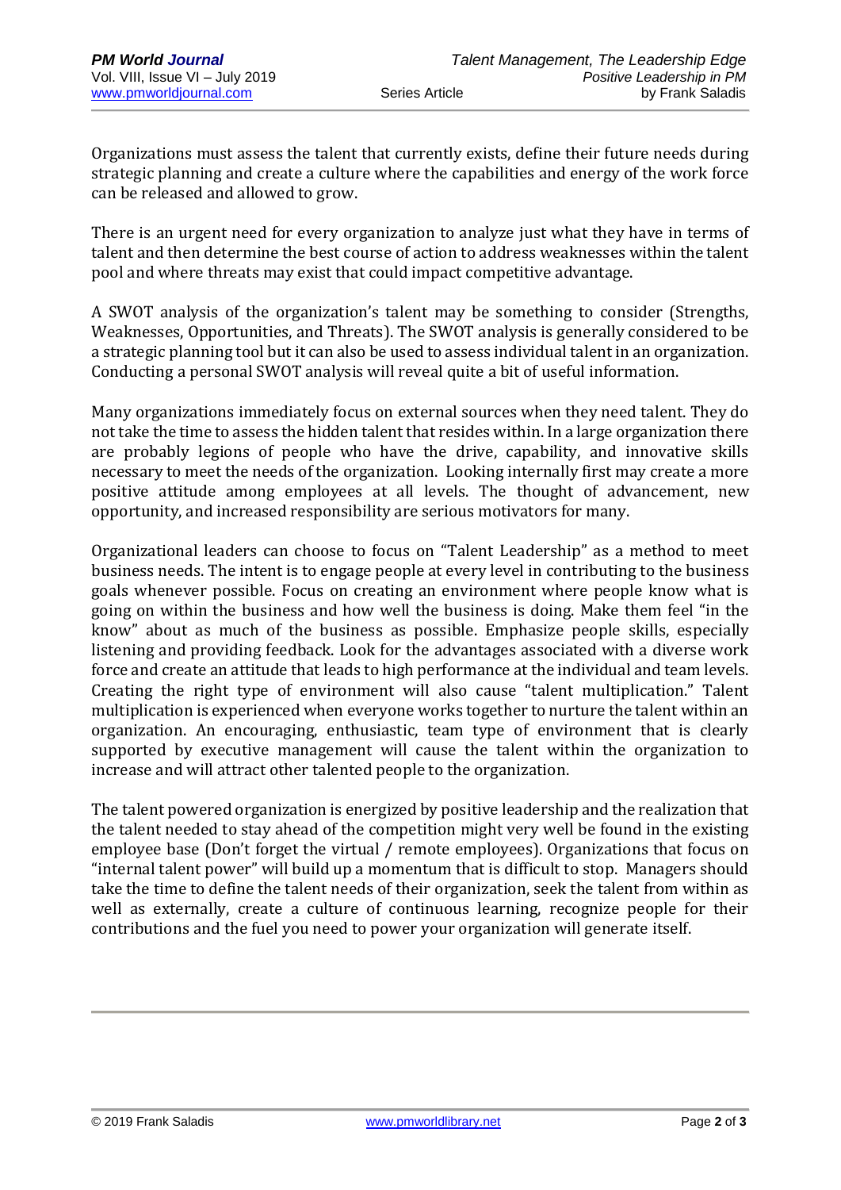Organizations must assess the talent that currently exists, define their future needs during strategic planning and create a culture where the capabilities and energy of the work force can be released and allowed to grow.

There is an urgent need for every organization to analyze just what they have in terms of talent and then determine the best course of action to address weaknesses within the talent pool and where threats may exist that could impact competitive advantage.

A SWOT analysis of the organization's talent may be something to consider (Strengths, Weaknesses, Opportunities, and Threats). The SWOT analysis is generally considered to be a strategic planning tool but it can also be used to assess individual talent in an organization. Conducting a personal SWOT analysis will reveal quite a bit of useful information.

Many organizations immediately focus on external sources when they need talent. They do not take the time to assess the hidden talent that resides within. In a large organization there are probably legions of people who have the drive, capability, and innovative skills necessary to meet the needs of the organization. Looking internally first may create a more positive attitude among employees at all levels. The thought of advancement, new opportunity, and increased responsibility are serious motivators for many.

Organizational leaders can choose to focus on "Talent Leadership" as a method to meet business needs. The intent is to engage people at every level in contributing to the business goals whenever possible. Focus on creating an environment where people know what is going on within the business and how well the business is doing. Make them feel "in the know" about as much of the business as possible. Emphasize people skills, especially listening and providing feedback. Look for the advantages associated with a diverse work force and create an attitude that leads to high performance at the individual and team levels. Creating the right type of environment will also cause "talent multiplication." Talent multiplication is experienced when everyone works together to nurture the talent within an organization. An encouraging, enthusiastic, team type of environment that is clearly supported by executive management will cause the talent within the organization to increase and will attract other talented people to the organization.

The talent powered organization is energized by positive leadership and the realization that the talent needed to stay ahead of the competition might very well be found in the existing employee base (Don't forget the virtual / remote employees). Organizations that focus on "internal talent power" will build up a momentum that is difficult to stop. Managers should take the time to define the talent needs of their organization, seek the talent from within as well as externally, create a culture of continuous learning, recognize people for their contributions and the fuel you need to power your organization will generate itself.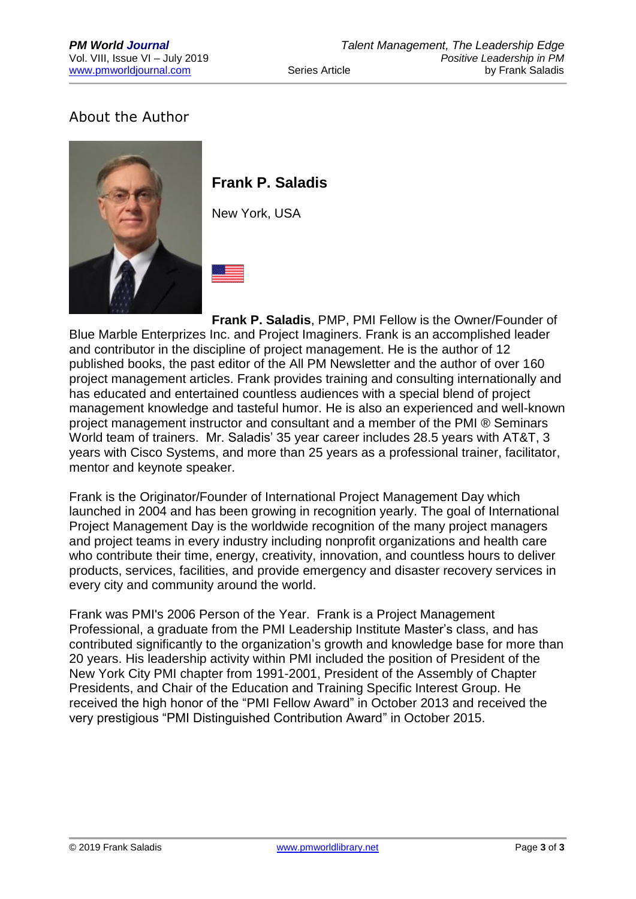## About the Author

### Frank P. Saladis

New York, USA

**Frank P. Saladis**, PMP, PMI Fellow is the Owner/Founder of Blue Marble Enterprizes Inc. and Project Imaginers. Frank is an accomplished leader and contributor in the discipline of project management. He is the author of 12 published books, the past editor of the All PM Newsletter and the author of over 160 project management articles. Frank provides training and consulting internationally and has educated and entertained countless audiences with a special blend of project management knowledge and tasteful humor. He is also an experienced and well-known project management instructor and consultant and a member of the PMI ® Seminars World team of trainers. Mr. Saladis' 35 year career includes 28.5 years with AT&T, 3 years with Cisco Systems, and more than 25 years as a professional trainer, facilitator, mentor and keynote speaker.

Frank is the Originator/Founder of International Project Management Day which launched in 2004 and has been growing in recognition yearly. The goal of International Project Management Day is the worldwide recognition of the many project managers and project teams in every industry including nonprofit organizations and health care who contribute their time, energy, creativity, innovation, and countless hours to deliver products, services, facilities, and provide emergency and disaster recovery services in every city and community around the world.

Frank was PMI's 2006 Person of the Year. Frank is a Project Management Professional, a graduate from the PMI Leadership Institute Master's class, and has contributed significantly to the organization's growth and knowledge base for more than 20 years. His leadership activity within PMI included the position of President of the New York City PMI chapter from 1991-2001, President of the Assembly of Chapter Presidents, and Chair of the Education and Training Specific Interest Group. He received the high honor of the "PMI Fellow Award" in October 2013 and received the very prestigious "PMI Distinguished Contribution Award" in October 2015.